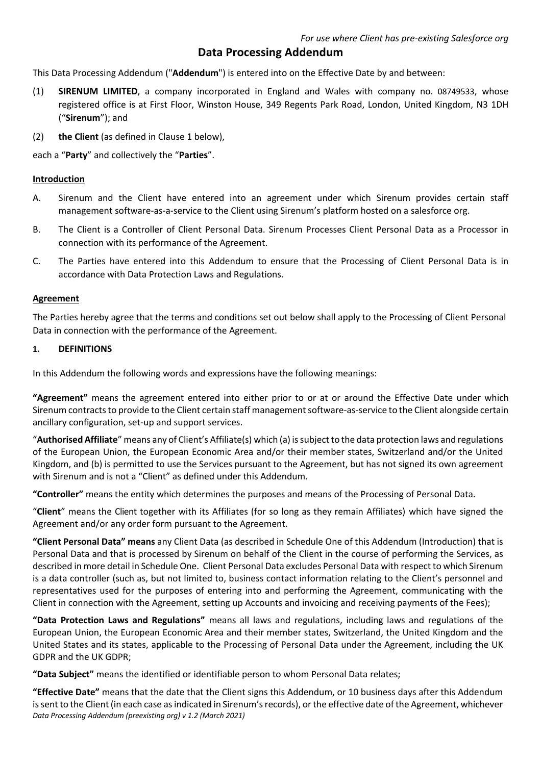*For use where Client has pre-existing Salesforce org*

# Data Processing Addendum

This Data Processing Addendum ("**Addendum**") is entered into on the Effective Date by and between:

(1) **SIRENUM LIMITED**, a company incorporated in England and Wales with company no. 08749533, whose registered office is at First Floor, Winston House, 349 Regents Park Road, London, United Kingdom, N3 1DH ("**Sirenum**"); and

(2) **the Client** (as defined in Clause 1 below),

each a "**Party**" and collectively the "**Parties**".

## Introduction

A. Sirenum and the Client have entered into an agreement under which Sirenum provides certain staff management software-as-a-service to the Client using Sirenum's platform hosted on a salesforce org.

B. The Client is a Controller of Client Personal Data. Sirenum Processes Client Personal Data as a Processor in connection with its performance of the Agreement.

C. The Parties have entered into this Addendum to ensure that the Processing of Client Personal Data is in accordance with Data Protection Laws and Regulations.

## Agreement

The Parties hereby agree that the terms and conditions set out below shall apply to the Processing of Client Personal Data in connection with the performance of the Agreement.

### 1. DEFINITIONS

In this Addendum the following words and expressions have the following meanings:

**"Agreement"** means the agreement entered into either prior to or at or around the Effective Date under which Sirenum contracts to provide to the Client certain staff management software-as-service to the Client alongside certain ancillary configuration, set-up and support services.

"**Authorised Affiliate**" means any of Client's Affiliate(s) which (a) is subject to the data protection laws and regulations of the European Union, the European Economic Area and/or their member states, Switzerland and/or the United Kingdom, and (b) is permitted to use the Services pursuant to the Agreement, but has not signed its own agreement with Sirenum and is not a "Client" as defined under this Addendum.

**"Controller"** means the entity which determines the purposes and means of the Processing of Personal Data.

"**Client**" means the Client together with its Affiliates (for so long as they remain Affiliates) which have signed the Agreement and/or any order form pursuant to the Agreement.

**"Client Personal Data" means** any Client Data (as described in Schedule One of this Addendum (Introduction) that is Personal Data and that is processed by Sirenum on behalf of the Client in the course of performing the Services, as described in more detail in Schedule One. Client Personal Data excludes Personal Data with respect to which Sirenum is a data controller (such as, but not limited to, business contact information relating to the Client's personnel and representatives used for the purposes of entering into and performing the Agreement, communicating with the Client in connection with the Agreement, setting up Accounts and invoicing and receiving payments of the Fees);

**"Data Protection Laws and Regulations"** means all laws and regulations, including laws and regulations of the European Union, the European Economic Area and their member states, Switzerland, the United Kingdom and the United States and its states, applicable to the Processing of Personal Data under the Agreement, including the UK GDPR and the UK GDPR;

**"Data Subject"** means the identified or identifiable person to whom Personal Data relates;

**"Effective Date"** means that the date that the Client signs this Addendum, or 10 business days after this Addendum is sent to the Client (in each case as indicated in Sirenum's records), or the effective date of the Agreement, whichever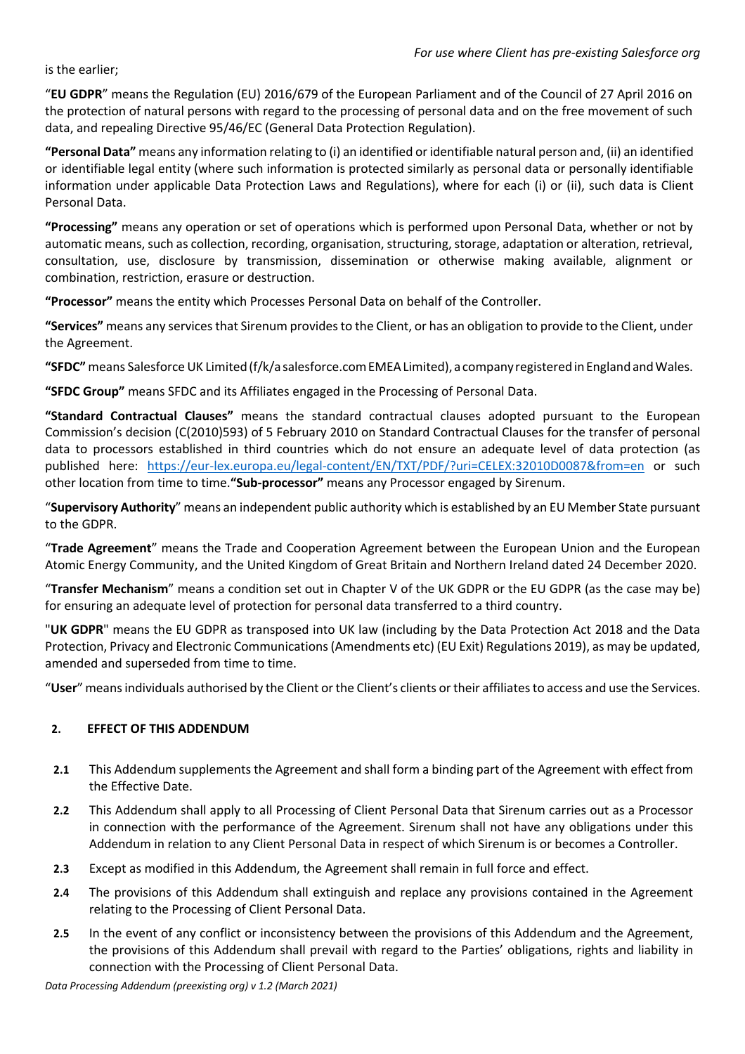is the earlier;

"**EU GDPR**" means the Regulation (EU) 2016/679 of the European Parliament and of the Council of 27 April 2016 on the protection of natural persons with regard to the processing of personal data and on the free movement of such data, and repealing Directive 95/46/EC (General Data Protection Regulation).

**"Personal Data"** means any information relating to (i) an identified or identifiable natural person and, (ii) an identified or identifiable legal entity (where such information is protected similarly as personal data or personally identifiable information under applicable Data Protection Laws and Regulations), where for each (i) or (ii), such data is Client Personal Data.

**"Processing"** means any operation or set of operations which is performed upon Personal Data, whether or not by automatic means, such as collection, recording, organisation, structuring, storage, adaptation or alteration, retrieval, consultation, use, disclosure by transmission, dissemination or otherwise making available, alignment or combination, restriction, erasure or destruction.

**"Processor"** means the entity which Processes Personal Data on behalf of the Controller.

**"Services"** means any services that Sirenum provides to the Client, or has an obligation to provide to the Client, under the Agreement.

**"SFDC"** means Salesforce UK Limited (f/k/a salesforce.com EMEA Limited), a company registered in England and Wales.

**"SFDC Group"** means SFDC and its Affiliates engaged in the Processing of Personal Data.

**"Standard Contractual Clauses"** means the standard contractual clauses adopted pursuant to the European Commission's decision (C(2010)593) of 5 February 2010 on Standard Contractual Clauses for the transfer of personal data to processors established in third countries which do not ensure an adequate level of data protection (as published here: https://eur-lex.europa.eu/legal-content/EN/TXT/PDF/?uri=CELEX:32010D0087&from=en or such other location from time to time.**"Sub-processor"** means any Processor engaged by Sirenum.

"**Supervisory Authority**" means an independent public authority which is established by an EU Member State pursuant to the GDPR.

"**Trade Agreement**" means the Trade and Cooperation Agreement between the European Union and the European Atomic Energy Community, and the United Kingdom of Great Britain and Northern Ireland dated 24 December 2020.

"**Transfer Mechanism**" means a condition set out in Chapter V of the UK GDPR or the EU GDPR (as the case may be) for ensuring an adequate level of protection for personal data transferred to a third country.

"**UK GDPR**" means the EU GDPR as transposed into UK law (including by the Data Protection Act 2018 and the Data Protection, Privacy and Electronic Communications (Amendments etc) (EU Exit) Regulations 2019), as may be updated, amended and superseded from time to time.

"**User**" means individuals authorised by the Client or the Client's clients or their affiliates to access and use the Services.

## 2. EFFECT OF THIS ADDENDUM

**2.1** This Addendum supplements the Agreement and shall form a binding part of the Agreement with effect from the Effective Date.

**2.2** This Addendum shall apply to all Processing of Client Personal Data that Sirenum carries out as a Processor in connection with the performance of the Agreement. Sirenum shall not have any obligations under this Addendum in relation to any Client Personal Data in respect of which Sirenum is or becomes a Controller.

**2.3** Except as modified in this Addendum, the Agreement shall remain in full force and effect.

**2.4** The provisions of this Addendum shall extinguish and replace any provisions contained in the Agreement relating to the Processing of Client Personal Data.

**2.5** In the event of any conflict or inconsistency between the provisions of this Addendum and the Agreement, the provisions of this Addendum shall prevail with regard to the Parties' obligations, rights and liability in connection with the Processing of Client Personal Data.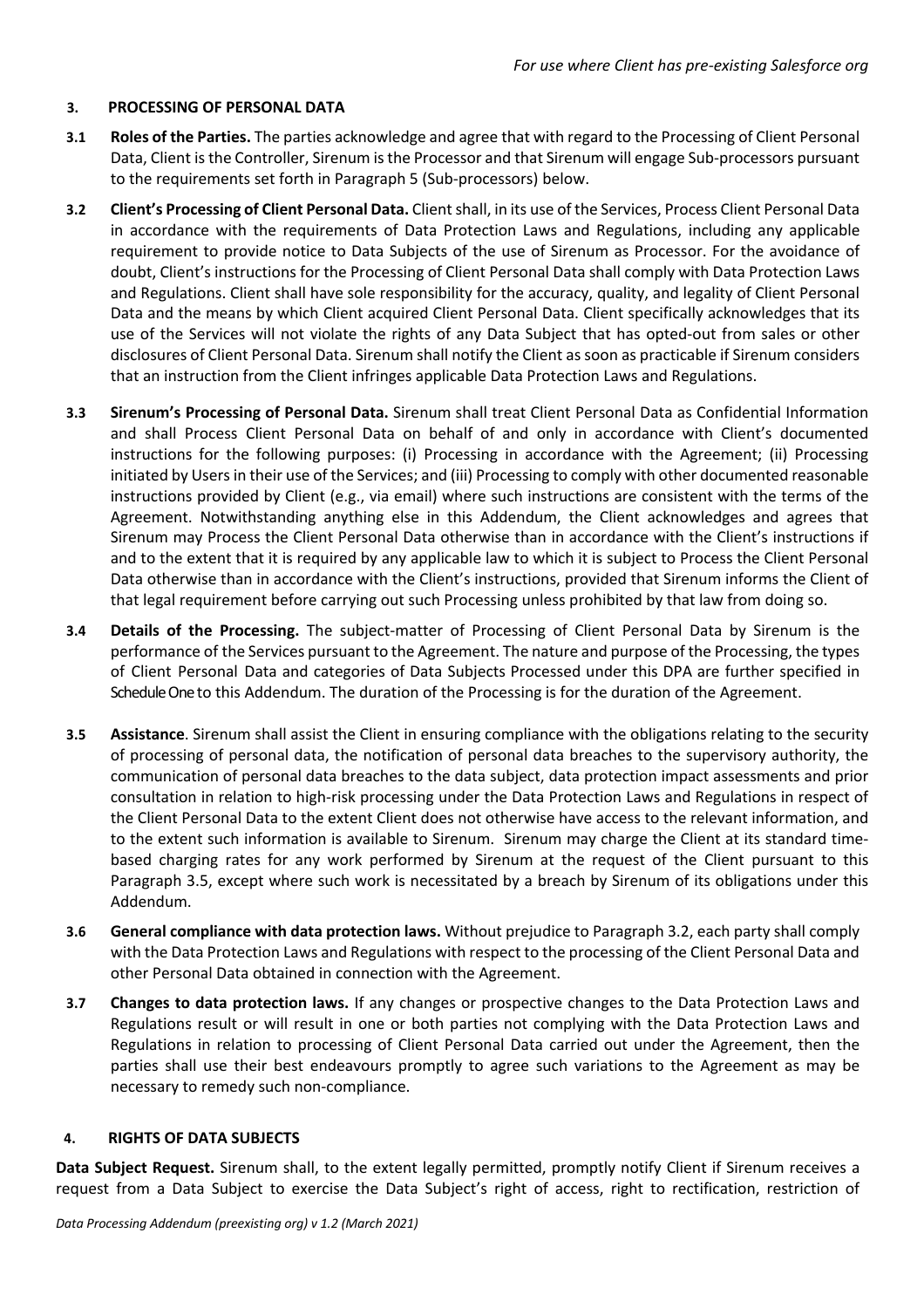## 3. PROCESSING OF PERSONAL DATA

**3.1 Roles of the Parties.** The parties acknowledge and agree that with regard to the Processing of Client Personal Data, Client is the Controller, Sirenum is the Processor and that Sirenum will engage Sub-processors pursuant to the requirements set forth in Paragraph 5 (Sub-processors) below.

**3.2 Client's Processing of Client Personal Data.** Client shall, in its use of the Services, Process Client Personal Data in accordance with the requirements of Data Protection Laws and Regulations, including any applicable requirement to provide notice to Data Subjects of the use of Sirenum as Processor. For the avoidance of doubt, Client's instructions for the Processing of Client Personal Data shall comply with Data Protection Laws and Regulations. Client shall have sole responsibility for the accuracy, quality, and legality of Client Personal Data and the means by which Client acquired Client Personal Data. Client specifically acknowledges that its use of the Services will not violate the rights of any Data Subject that has opted-out from sales or other disclosures of Client Personal Data. Sirenum shall notify the Client as soon as practicable if Sirenum considers that an instruction from the Client infringes applicable Data Protection Laws and Regulations.

**3.3 Sirenum's Processing of Personal Data.** Sirenum shall treat Client Personal Data as Confidential Information and shall Process Client Personal Data on behalf of and only in accordance with Client's documented instructions for the following purposes: (i) Processing in accordance with the Agreement; (ii) Processing initiated by Users in their use of the Services; and (iii) Processing to comply with other documented reasonable instructions provided by Client (e.g., via email) where such instructions are consistent with the terms of the Agreement. Notwithstanding anything else in this Addendum, the Client acknowledges and agrees that Sirenum may Process the Client Personal Data otherwise than in accordance with the Client's instructions if and to the extent that it is required by any applicable law to which it is subject to Process the Client Personal Data otherwise than in accordance with the Client's instructions, provided that Sirenum informs the Client of that legal requirement before carrying out such Processing unless prohibited by that law from doing so.

**3.4 Details of the Processing.** The subject-matter of Processing of Client Personal Data by Sirenum is the performance of the Services pursuant to the Agreement. The nature and purpose of the Processing, the types of Client Personal Data and categories of Data Subjects Processed under this DPA are further specified in Schedule One to this Addendum. The duration of the Processing is for the duration of the Agreement.

**3.5 Assistance**. Sirenum shall assist the Client in ensuring compliance with the obligations relating to the security of processing of personal data, the notification of personal data breaches to the supervisory authority, the communication of personal data breaches to the data subject, data protection impact assessments and prior consultation in relation to high-risk processing under the Data Protection Laws and Regulations in respect of the Client Personal Data to the extent Client does not otherwise have access to the relevant information, and to the extent such information is available to Sirenum. Sirenum may charge the Client at its standard time-based charging rates for any work performed by Sirenum at the request of the Client pursuant to this Paragraph 3.5, except where such work is necessitated by a breach by Sirenum of its obligations under this Addendum.

**3.6 General compliance with data protection laws.** Without prejudice to Paragraph 3.2, each party shall comply with the Data Protection Laws and Regulations with respect to the processing of the Client Personal Data and other Personal Data obtained in connection with the Agreement.

**3.7 Changes to data protection laws.** If any changes or prospective changes to the Data Protection Laws and Regulations result or will result in one or both parties not complying with the Data Protection Laws and Regulations in relation to processing of Client Personal Data carried out under the Agreement, then the parties shall use their best endeavours promptly to agree such variations to the Agreement as may be necessary to remedy such non-compliance.

## 4. RIGHTS OF DATA SUBJECTS

**Data Subject Request.** Sirenum shall, to the extent legally permitted, promptly notify Client if Sirenum receives a request from a Data Subject to exercise the Data Subject's right of access, right to rectification, restriction of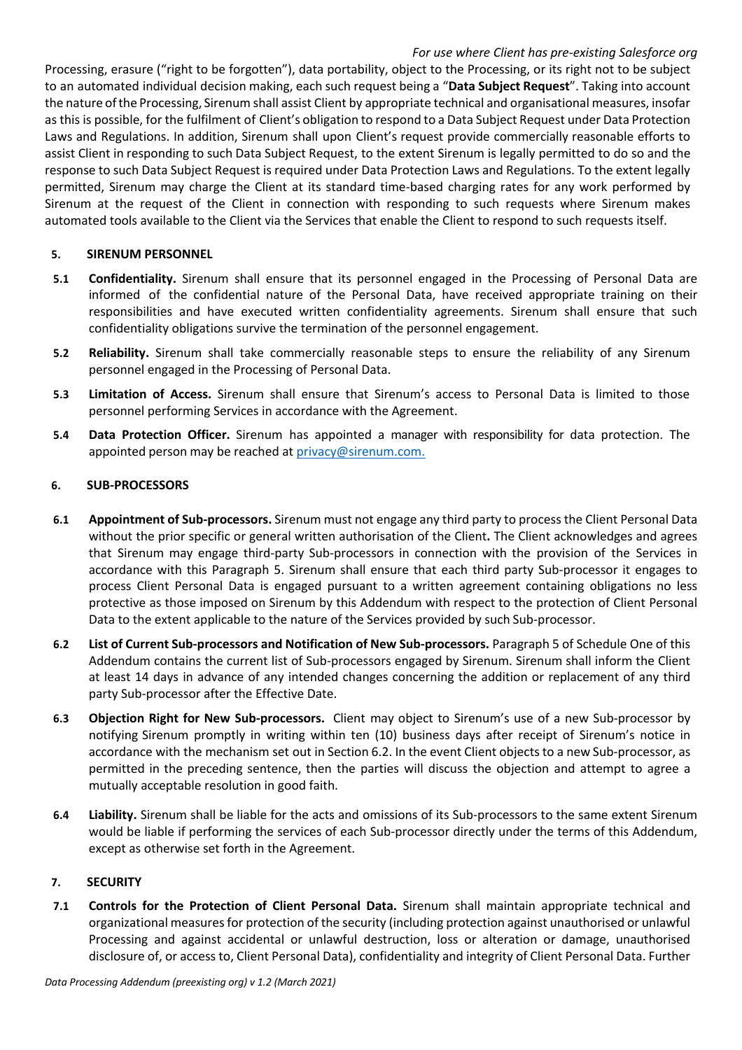Processing, erasure ("right to be forgotten"), data portability, object to the Processing, or its right not to be subject to an automated individual decision making, each such request being a "**Data Subject Request**". Taking into account the nature of the Processing, Sirenum shall assist Client by appropriate technical and organisational measures, insofar as this is possible, for the fulfilment of Client's obligation to respond to a Data Subject Request under Data Protection Laws and Regulations. In addition, Sirenum shall upon Client's request provide commercially reasonable efforts to assist Client in responding to such Data Subject Request, to the extent Sirenum is legally permitted to do so and the response to such Data Subject Request is required under Data Protection Laws and Regulations. To the extent legally permitted, Sirenum may charge the Client at its standard time-based charging rates for any work performed by Sirenum at the request of the Client in connection with responding to such requests where Sirenum makes automated tools available to the Client via the Services that enable the Client to respond to such requests itself.

## 5. SIRENUM PERSONNEL

**5.1 Confidentiality.** Sirenum shall ensure that its personnel engaged in the Processing of Personal Data are informed of the confidential nature of the Personal Data, have received appropriate training on their responsibilities and have executed written confidentiality agreements. Sirenum shall ensure that such confidentiality obligations survive the termination of the personnel engagement.

**5.2 Reliability.** Sirenum shall take commercially reasonable steps to ensure the reliability of any Sirenum personnel engaged in the Processing of Personal Data.

**5.3 Limitation of Access.** Sirenum shall ensure that Sirenum's access to Personal Data is limited to those personnel performing Services in accordance with the Agreement.

**5.4 Data Protection Officer.** Sirenum has appointed a manager with responsibility for data protection. The appointed person may be reached at privacy@sirenum.com.

## 6. SUB-PROCESSORS

**6.1 Appointment of Sub-processors.** Sirenum must not engage any third party to process the Client Personal Data without the prior specific or general written authorisation of the Client**.** The Client acknowledges and agrees that Sirenum may engage third-party Sub-processors in connection with the provision of the Services in accordance with this Paragraph 5. Sirenum shall ensure that each third party Sub-processor it engages to process Client Personal Data is engaged pursuant to a written agreement containing obligations no less protective as those imposed on Sirenum by this Addendum with respect to the protection of Client Personal Data to the extent applicable to the nature of the Services provided by such Sub-processor.

**6.2 List of Current Sub-processors and Notification of New Sub-processors.** Paragraph 5 of Schedule One of this Addendum contains the current list of Sub-processors engaged by Sirenum. Sirenum shall inform the Client at least 14 days in advance of any intended changes concerning the addition or replacement of any third party Sub-processor after the Effective Date.

**6.3 Objection Right for New Sub-processors.** Client may object to Sirenum's use of a new Sub-processor by notifying Sirenum promptly in writing within ten (10) business days after receipt of Sirenum's notice in accordance with the mechanism set out in Section 6.2. In the event Client objects to a new Sub-processor, as permitted in the preceding sentence, then the parties will discuss the objection and attempt to agree a mutually acceptable resolution in good faith.

**6.4 Liability.** Sirenum shall be liable for the acts and omissions of its Sub-processors to the same extent Sirenum would be liable if performing the services of each Sub-processor directly under the terms of this Addendum, except as otherwise set forth in the Agreement.

## 7. SECURITY

**7.1 Controls for the Protection of Client Personal Data.** Sirenum shall maintain appropriate technical and organizational measures for protection of the security (including protection against unauthorised or unlawful Processing and against accidental or unlawful destruction, loss or alteration or damage, unauthorised disclosure of, or access to, Client Personal Data), confidentiality and integrity of Client Personal Data. Further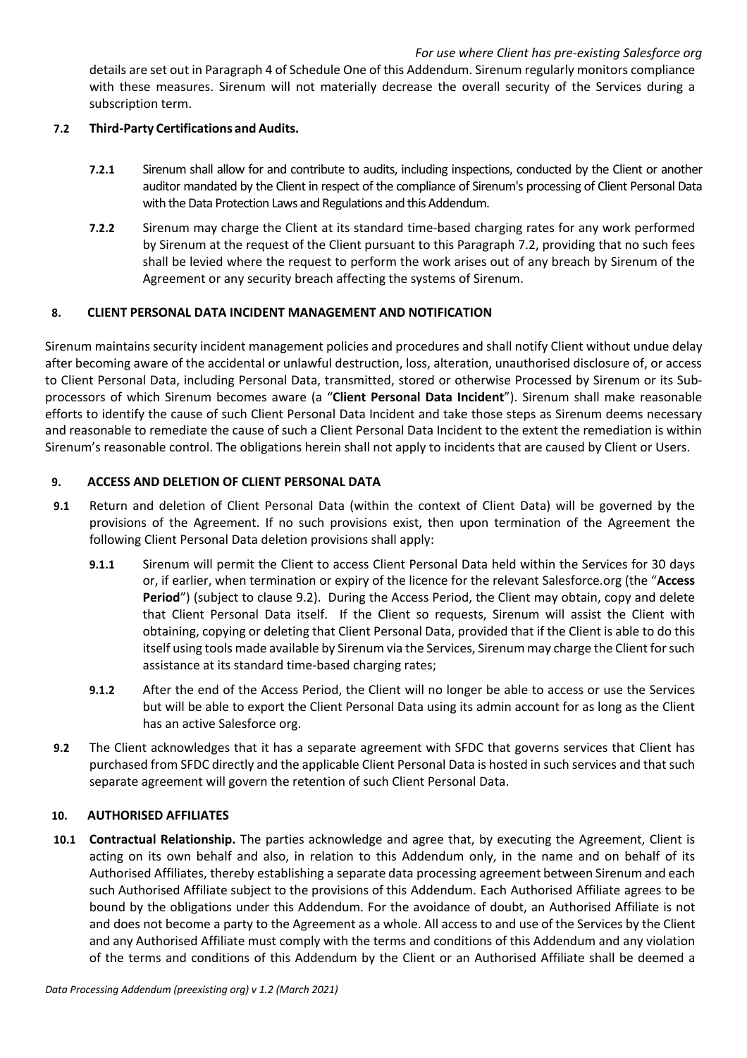details are set out in Paragraph 4 of Schedule One of this Addendum. Sirenum regularly monitors compliance with these measures. Sirenum will not materially decrease the overall security of the Services during a subscription term.

**7.2 Third-Party Certifications and Audits.**

**7.2.1** Sirenum shall allow for and contribute to audits, including inspections, conducted by the Client or another auditor mandated by the Client in respect of the compliance of Sirenum's processing of Client Personal Data with the Data Protection Laws and Regulations and this Addendum.

**7.2.2** Sirenum may charge the Client at its standard time-based charging rates for any work performed by Sirenum at the request of the Client pursuant to this Paragraph 7.2, providing that no such fees shall be levied where the request to perform the work arises out of any breach by Sirenum of the Agreement or any security breach affecting the systems of Sirenum.

## 8. CLIENT PERSONAL DATA INCIDENT MANAGEMENT AND NOTIFICATION

Sirenum maintains security incident management policies and procedures and shall notify Client without undue delay after becoming aware of the accidental or unlawful destruction, loss, alteration, unauthorised disclosure of, or access to Client Personal Data, including Personal Data, transmitted, stored or otherwise Processed by Sirenum or its Sub-processors of which Sirenum becomes aware (a "**Client Personal Data Incident**"). Sirenum shall make reasonable efforts to identify the cause of such Client Personal Data Incident and take those steps as Sirenum deems necessary and reasonable to remediate the cause of such a Client Personal Data Incident to the extent the remediation is within Sirenum's reasonable control. The obligations herein shall not apply to incidents that are caused by Client or Users.

## 9. ACCESS AND DELETION OF CLIENT PERSONAL DATA

**9.1** Return and deletion of Client Personal Data (within the context of Client Data) will be governed by the provisions of the Agreement. If no such provisions exist, then upon termination of the Agreement the following Client Personal Data deletion provisions shall apply:

**9.1.1** Sirenum will permit the Client to access Client Personal Data held within the Services for 30 days or, if earlier, when termination or expiry of the licence for the relevant Salesforce.org (the "**Access Period**") (subject to clause 9.2). During the Access Period, the Client may obtain, copy and delete that Client Personal Data itself. If the Client so requests, Sirenum will assist the Client with obtaining, copying or deleting that Client Personal Data, provided that if the Client is able to do this itself using tools made available by Sirenum via the Services, Sirenum may charge the Client for such assistance at its standard time-based charging rates;

**9.1.2** After the end of the Access Period, the Client will no longer be able to access or use the Services but will be able to export the Client Personal Data using its admin account for as long as the Client has an active Salesforce org.

**9.2** The Client acknowledges that it has a separate agreement with SFDC that governs services that Client has purchased from SFDC directly and the applicable Client Personal Data is hosted in such services and that such separate agreement will govern the retention of such Client Personal Data.

## 10. AUTHORISED AFFILIATES

**10.1 Contractual Relationship.** The parties acknowledge and agree that, by executing the Agreement, Client is acting on its own behalf and also, in relation to this Addendum only, in the name and on behalf of its Authorised Affiliates, thereby establishing a separate data processing agreement between Sirenum and each such Authorised Affiliate subject to the provisions of this Addendum. Each Authorised Affiliate agrees to be bound by the obligations under this Addendum. For the avoidance of doubt, an Authorised Affiliate is not and does not become a party to the Agreement as a whole. All access to and use of the Services by the Client and any Authorised Affiliate must comply with the terms and conditions of this Addendum and any violation of the terms and conditions of this Addendum by the Client or an Authorised Affiliate shall be deemed a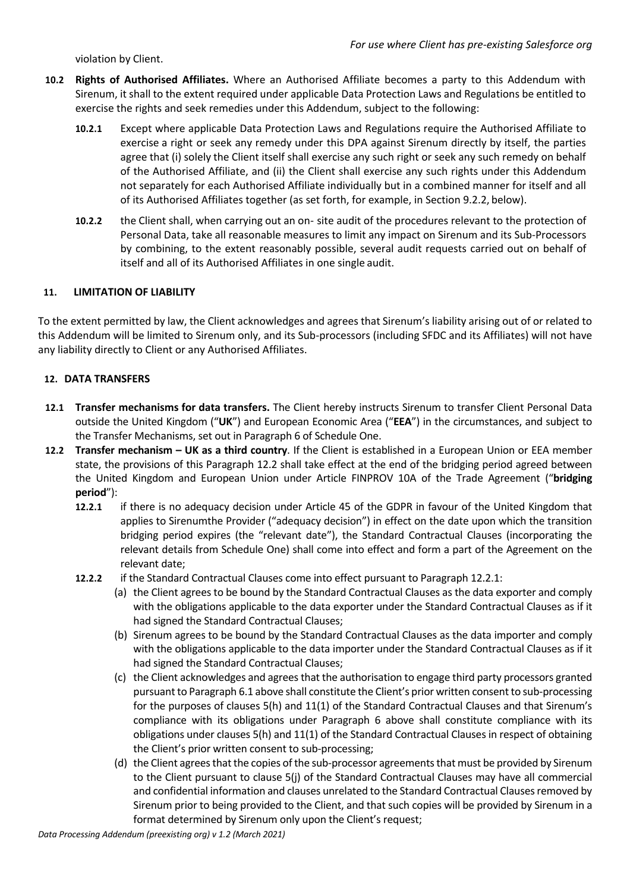violation by Client.

**10.2 Rights of Authorised Affiliates.** Where an Authorised Affiliate becomes a party to this Addendum with Sirenum, it shall to the extent required under applicable Data Protection Laws and Regulations be entitled to exercise the rights and seek remedies under this Addendum, subject to the following:

**10.2.1** Except where applicable Data Protection Laws and Regulations require the Authorised Affiliate to exercise a right or seek any remedy under this DPA against Sirenum directly by itself, the parties agree that (i) solely the Client itself shall exercise any such right or seek any such remedy on behalf of the Authorised Affiliate, and (ii) the Client shall exercise any such rights under this Addendum not separately for each Authorised Affiliate individually but in a combined manner for itself and all of its Authorised Affiliates together (as set forth, for example, in Section 9.2.2, below).

**10.2.2** the Client shall, when carrying out an on- site audit of the procedures relevant to the protection of Personal Data, take all reasonable measures to limit any impact on Sirenum and its Sub-Processors by combining, to the extent reasonably possible, several audit requests carried out on behalf of itself and all of its Authorised Affiliates in one single audit.

## 11. LIMITATION OF LIABILITY

To the extent permitted by law, the Client acknowledges and agrees that Sirenum's liability arising out of or related to this Addendum will be limited to Sirenum only, and its Sub-processors (including SFDC and its Affiliates) will not have any liability directly to Client or any Authorised Affiliates.

## 12. DATA TRANSFERS

**12.1 Transfer mechanisms for data transfers.** The Client hereby instructs Sirenum to transfer Client Personal Data outside the United Kingdom ("**UK**") and European Economic Area ("**EEA**") in the circumstances, and subject to the Transfer Mechanisms, set out in Paragraph 6 of Schedule One.

**12.2 Transfer mechanism – UK as a third country**. If the Client is established in a European Union or EEA member state, the provisions of this Paragraph 12.2 shall take effect at the end of the bridging period agreed between the United Kingdom and European Union under Article FINPROV 10A of the Trade Agreement ("**bridging period**"):

**12.2.1** if there is no adequacy decision under Article 45 of the GDPR in favour of the United Kingdom that applies to Sirenumthe Provider ("adequacy decision") in effect on the date upon which the transition bridging period expires (the "relevant date"), the Standard Contractual Clauses (incorporating the relevant details from Schedule One) shall come into effect and form a part of the Agreement on the relevant date;

**12.2.2** if the Standard Contractual Clauses come into effect pursuant to Paragraph 12.2.1:

(a) the Client agrees to be bound by the Standard Contractual Clauses as the data exporter and comply with the obligations applicable to the data exporter under the Standard Contractual Clauses as if it had signed the Standard Contractual Clauses;

(b) Sirenum agrees to be bound by the Standard Contractual Clauses as the data importer and comply with the obligations applicable to the data importer under the Standard Contractual Clauses as if it had signed the Standard Contractual Clauses;

(c) the Client acknowledges and agrees that the authorisation to engage third party processors granted pursuant to Paragraph 6.1 above shall constitute the Client's prior written consent to sub-processing for the purposes of clauses 5(h) and 11(1) of the Standard Contractual Clauses and that Sirenum's compliance with its obligations under Paragraph 6 above shall constitute compliance with its obligations under clauses 5(h) and 11(1) of the Standard Contractual Clauses in respect of obtaining the Client's prior written consent to sub-processing;

(d) the Client agrees that the copies of the sub-processor agreements that must be provided by Sirenum to the Client pursuant to clause 5(j) of the Standard Contractual Clauses may have all commercial and confidential information and clauses unrelated to the Standard Contractual Clauses removed by Sirenum prior to being provided to the Client, and that such copies will be provided by Sirenum in a format determined by Sirenum only upon the Client's request;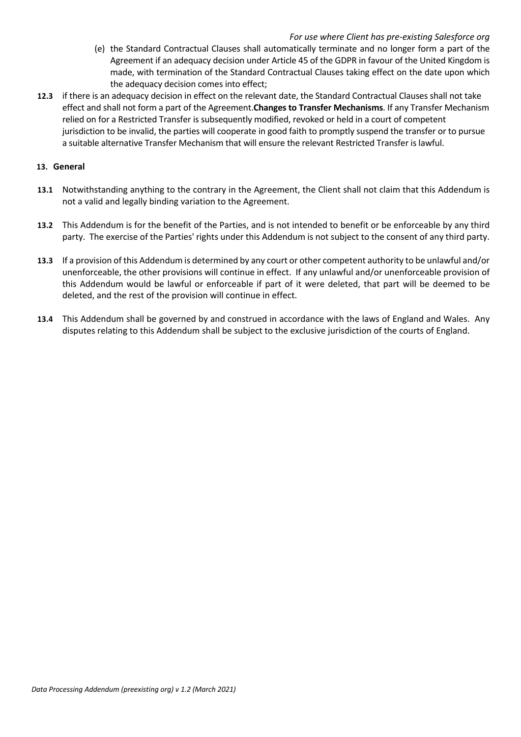(e) the Standard Contractual Clauses shall automatically terminate and no longer form a part of the Agreement if an adequacy decision under Article 45 of the GDPR in favour of the United Kingdom is made, with termination of the Standard Contractual Clauses taking effect on the date upon which the adequacy decision comes into effect;

**12.3** if there is an adequacy decision in effect on the relevant date, the Standard Contractual Clauses shall not take effect and shall not form a part of the Agreement.**Changes to Transfer Mechanisms**. If any Transfer Mechanism relied on for a Restricted Transfer is subsequently modified, revoked or held in a court of competent jurisdiction to be invalid, the parties will cooperate in good faith to promptly suspend the transfer or to pursue a suitable alternative Transfer Mechanism that will ensure the relevant Restricted Transfer is lawful.

## 13. General

**13.1** Notwithstanding anything to the contrary in the Agreement, the Client shall not claim that this Addendum is not a valid and legally binding variation to the Agreement.

**13.2** This Addendum is for the benefit of the Parties, and is not intended to benefit or be enforceable by any third party. The exercise of the Parties' rights under this Addendum is not subject to the consent of any third party.

**13.3** If a provision of this Addendum is determined by any court or other competent authority to be unlawful and/or unenforceable, the other provisions will continue in effect. If any unlawful and/or unenforceable provision of this Addendum would be lawful or enforceable if part of it were deleted, that part will be deemed to be deleted, and the rest of the provision will continue in effect.

**13.4** This Addendum shall be governed by and construed in accordance with the laws of England and Wales. Any disputes relating to this Addendum shall be subject to the exclusive jurisdiction of the courts of England.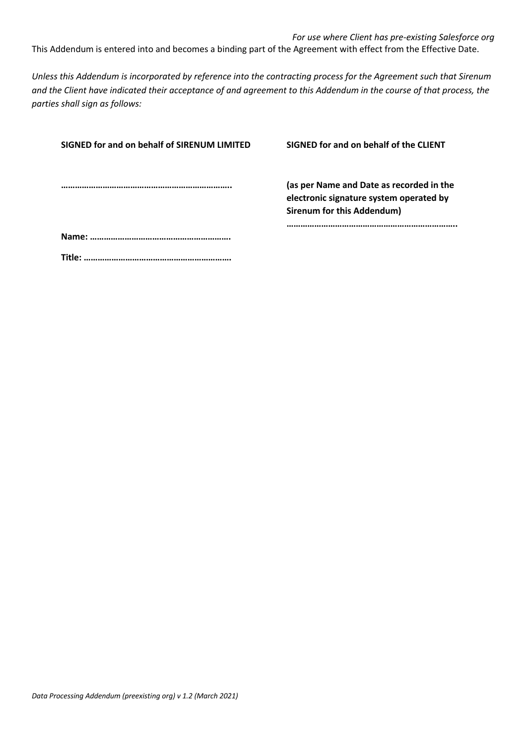*For use where Client has pre-existing Salesforce org*

This Addendum is entered into and becomes a binding part of the Agreement with effect from the Effective Date.

*Unless this Addendum is incorporated by reference into the contracting process for the Agreement such that Sirenum and the Client have indicated their acceptance of and agreement to this Addendum in the course of that process, the parties shall sign as follows:*

| **SIGNED for and on behalf of SIRENUM LIMITED** | **SIGNED for and on behalf of the CLIENT** |
|---|---|
| **………………………………………………………………..** | **(as per Name and Date as recorded in the electronic signature system operated by Sirenum for this Addendum)** |
| | **………………………………………………………………..** |
| **Name: ………………………………………………….** | |
| **Title: ……………………………………………………** | |

*Data Processing Addendum (preexisting org) v 1.2 (March 2021)*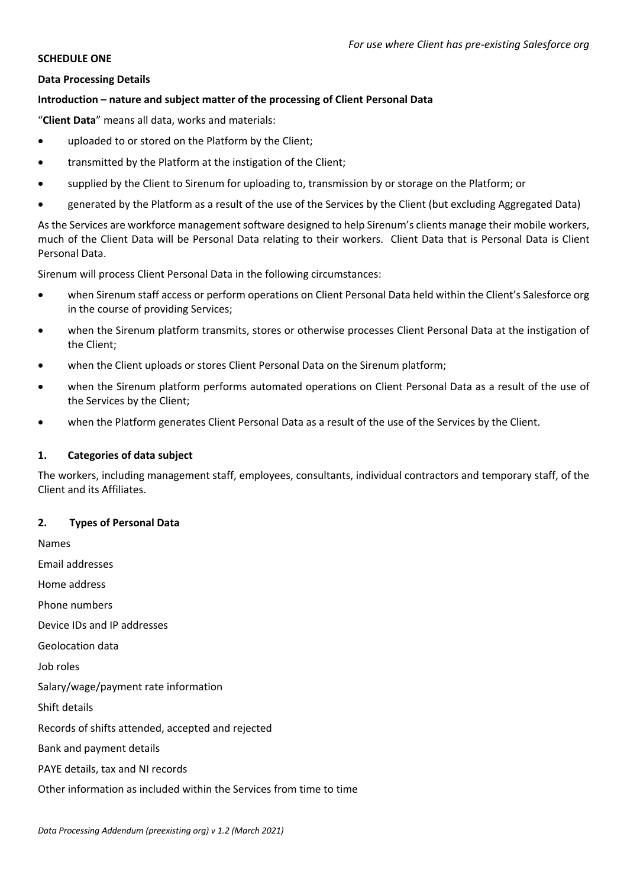*For use where Client has pre-existing Salesforce org*

**SCHEDULE ONE**

**Data Processing Details**

**Introduction – nature and subject matter of the processing of Client Personal Data**

"**Client Data**" means all data, works and materials:

- uploaded to or stored on the Platform by the Client;
- transmitted by the Platform at the instigation of the Client;
- supplied by the Client to Sirenum for uploading to, transmission by or storage on the Platform; or
- generated by the Platform as a result of the use of the Services by the Client (but excluding Aggregated Data)

As the Services are workforce management software designed to help Sirenum's clients manage their mobile workers, much of the Client Data will be Personal Data relating to their workers. Client Data that is Personal Data is Client Personal Data.

Sirenum will process Client Personal Data in the following circumstances:

- when Sirenum staff access or perform operations on Client Personal Data held within the Client's Salesforce org in the course of providing Services;
- when the Sirenum platform transmits, stores or otherwise processes Client Personal Data at the instigation of the Client;
- when the Client uploads or stores Client Personal Data on the Sirenum platform;
- when the Sirenum platform performs automated operations on Client Personal Data as a result of the use of the Services by the Client;
- when the Platform generates Client Personal Data as a result of the use of the Services by the Client.

**1. Categories of data subject**

The workers, including management staff, employees, consultants, individual contractors and temporary staff, of the Client and its Affiliates.

**2. Types of Personal Data**

Names

Email addresses

Home address

Phone numbers

Device IDs and IP addresses

Geolocation data

Job roles

Salary/wage/payment rate information

Shift details

Records of shifts attended, accepted and rejected

Bank and payment details

PAYE details, tax and NI records

Other information as included within the Services from time to time

*Data Processing Addendum (preexisting org) v 1.2 (March 2021)*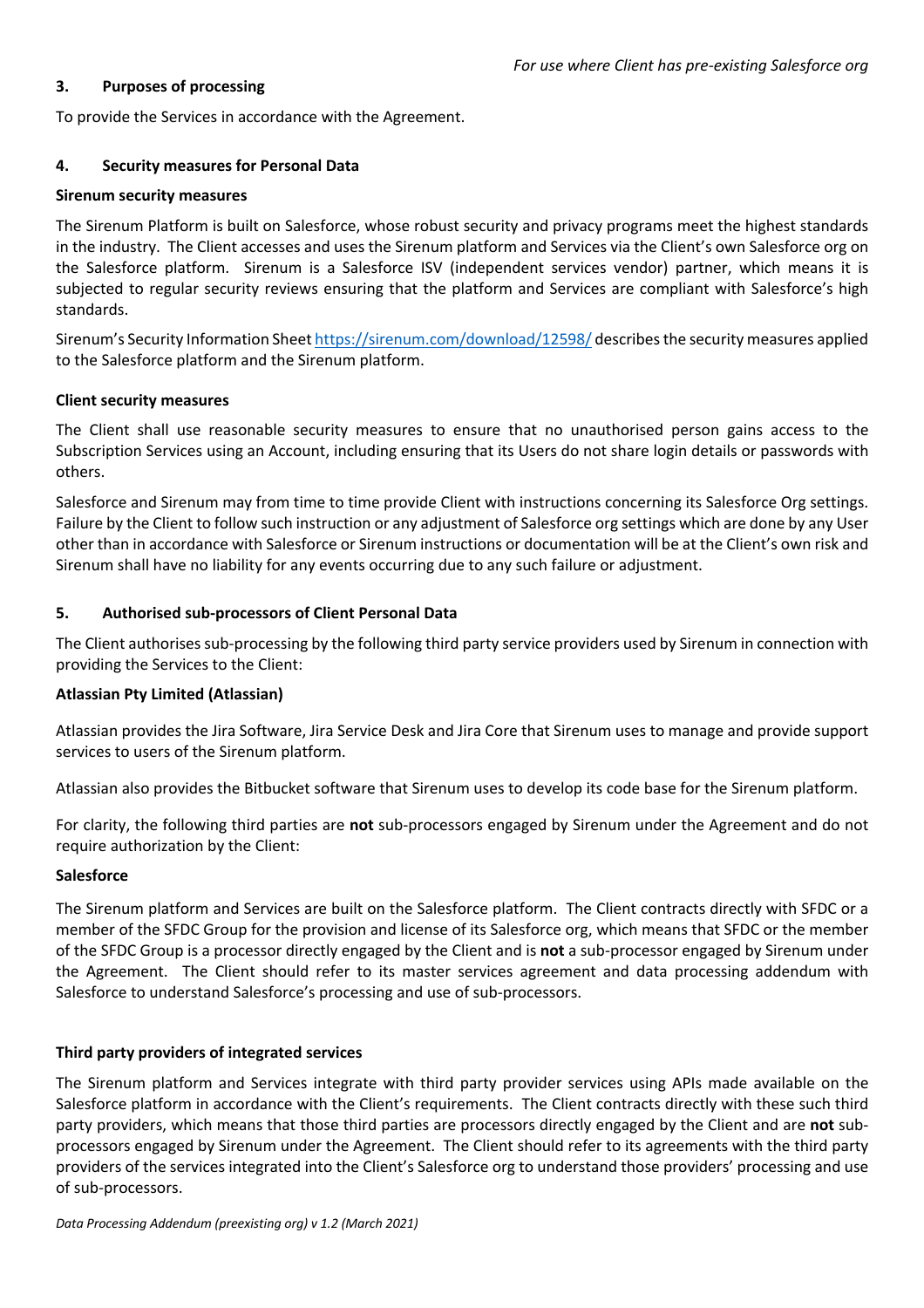### 3. Purposes of processing

To provide the Services in accordance with the Agreement.

### 4. Security measures for Personal Data

**Sirenum security measures**

The Sirenum Platform is built on Salesforce, whose robust security and privacy programs meet the highest standards in the industry. The Client accesses and uses the Sirenum platform and Services via the Client's own Salesforce org on the Salesforce platform. Sirenum is a Salesforce ISV (independent services vendor) partner, which means it is subjected to regular security reviews ensuring that the platform and Services are compliant with Salesforce's high standards.

Sirenum's Security Information Sheet https://sirenum.com/download/12598/ describes the security measures applied to the Salesforce platform and the Sirenum platform.

**Client security measures**

The Client shall use reasonable security measures to ensure that no unauthorised person gains access to the Subscription Services using an Account, including ensuring that its Users do not share login details or passwords with others.

Salesforce and Sirenum may from time to time provide Client with instructions concerning its Salesforce Org settings. Failure by the Client to follow such instruction or any adjustment of Salesforce org settings which are done by any User other than in accordance with Salesforce or Sirenum instructions or documentation will be at the Client's own risk and Sirenum shall have no liability for any events occurring due to any such failure or adjustment.

### 5. Authorised sub-processors of Client Personal Data

The Client authorises sub-processing by the following third party service providers used by Sirenum in connection with providing the Services to the Client:

**Atlassian Pty Limited (Atlassian)**

Atlassian provides the Jira Software, Jira Service Desk and Jira Core that Sirenum uses to manage and provide support services to users of the Sirenum platform.

Atlassian also provides the Bitbucket software that Sirenum uses to develop its code base for the Sirenum platform.

For clarity, the following third parties are **not** sub-processors engaged by Sirenum under the Agreement and do not require authorization by the Client:

**Salesforce**

The Sirenum platform and Services are built on the Salesforce platform. The Client contracts directly with SFDC or a member of the SFDC Group for the provision and license of its Salesforce org, which means that SFDC or the member of the SFDC Group is a processor directly engaged by the Client and is **not** a sub-processor engaged by Sirenum under the Agreement. The Client should refer to its master services agreement and data processing addendum with Salesforce to understand Salesforce's processing and use of sub-processors.

**Third party providers of integrated services**

The Sirenum platform and Services integrate with third party provider services using APIs made available on the Salesforce platform in accordance with the Client's requirements. The Client contracts directly with these such third party providers, which means that those third parties are processors directly engaged by the Client and are **not** sub-processors engaged by Sirenum under the Agreement. The Client should refer to its agreements with the third party providers of the services integrated into the Client's Salesforce org to understand those providers' processing and use of sub-processors.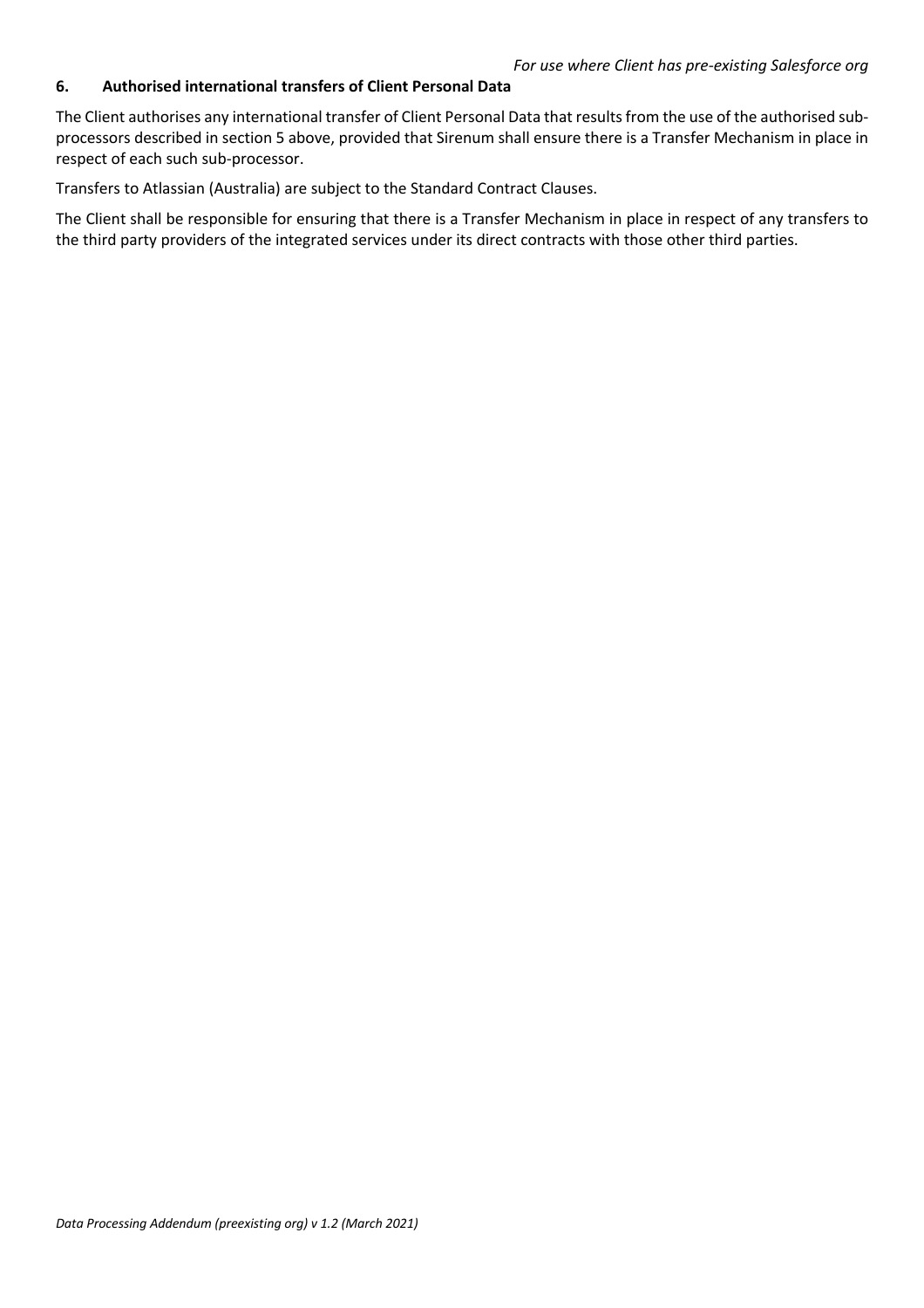## 6. Authorised international transfers of Client Personal Data

The Client authorises any international transfer of Client Personal Data that results from the use of the authorised sub-processors described in section 5 above, provided that Sirenum shall ensure there is a Transfer Mechanism in place in respect of each such sub-processor.

Transfers to Atlassian (Australia) are subject to the Standard Contract Clauses.

The Client shall be responsible for ensuring that there is a Transfer Mechanism in place in respect of any transfers to the third party providers of the integrated services under its direct contracts with those other third parties.